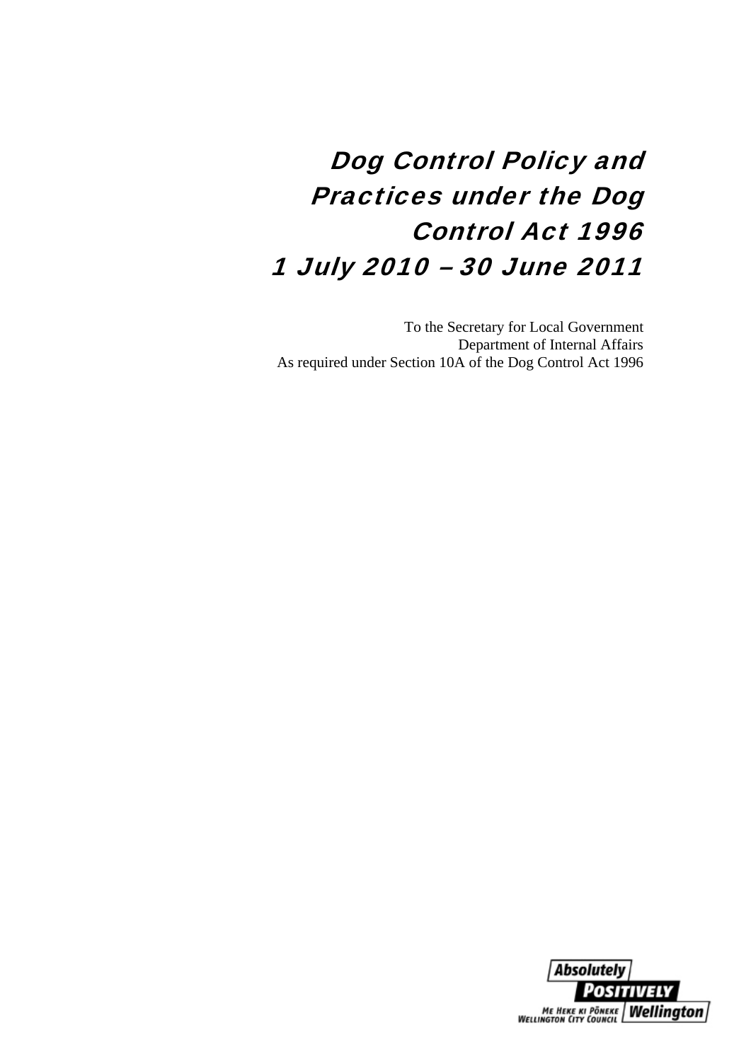# Dog Control Policy and Practices under the Dog Control Act 1996
# 1 July 2010 – 30 June 2011

To the Secretary for Local Government
Department of Internal Affairs
As required under Section 10A of the Dog Control Act 1996

Absolutely POSITIVELY Wellington
ME HEKE KI PŌNEKE
WELLINGTON CITY COUNCIL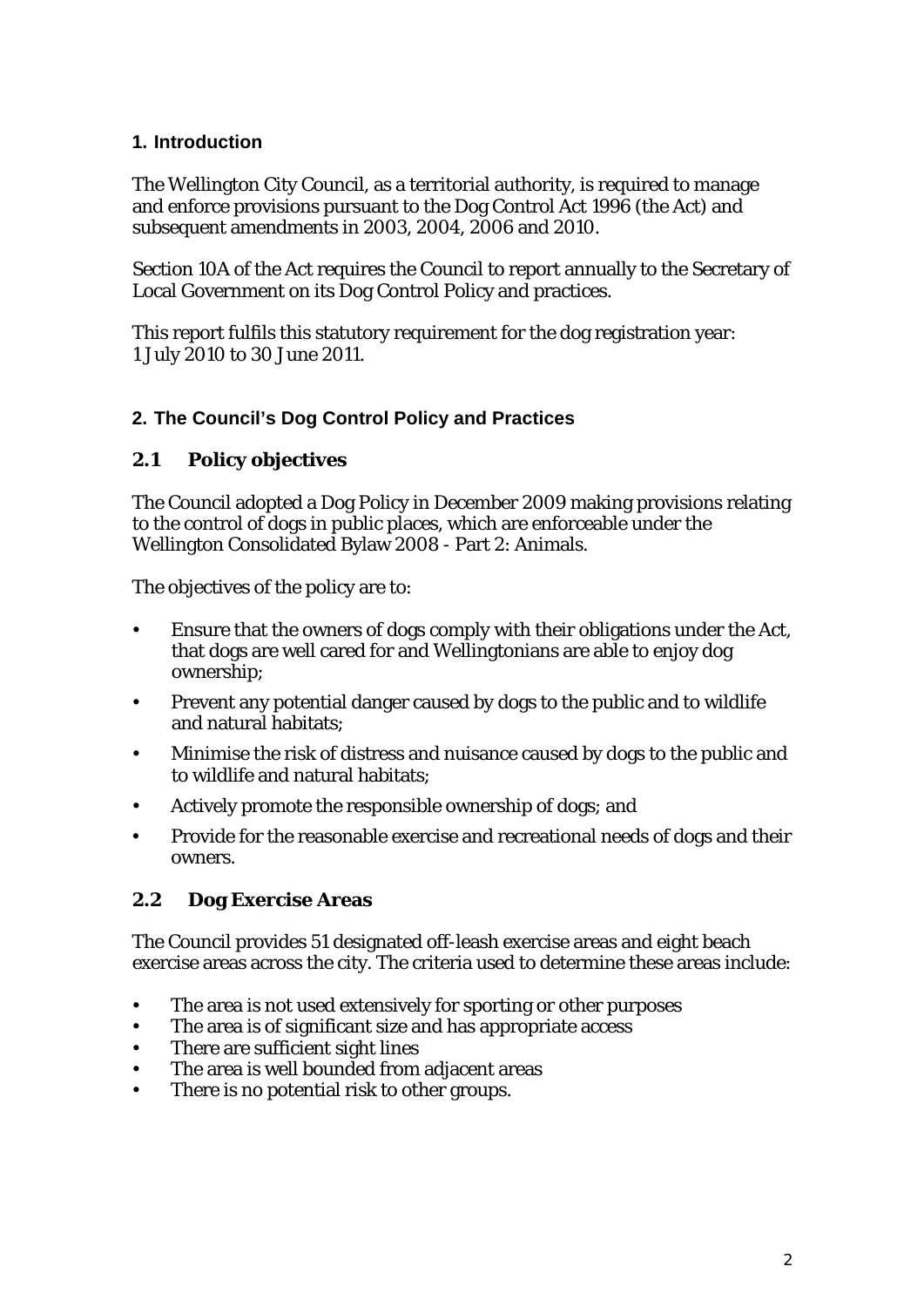## 1. Introduction

The Wellington City Council, as a territorial authority, is required to manage and enforce provisions pursuant to the Dog Control Act 1996 (the Act) and subsequent amendments in 2003, 2004, 2006 and 2010.

Section 10A of the Act requires the Council to report annually to the Secretary of Local Government on its Dog Control Policy and practices.

This report fulfils this statutory requirement for the dog registration year: 1 July 2010 to 30 June 2011.

## 2. The Council's Dog Control Policy and Practices

### 2.1 Policy objectives

The Council adopted a Dog Policy in December 2009 making provisions relating to the control of dogs in public places, which are enforceable under the Wellington Consolidated Bylaw 2008 - Part 2: Animals.

The objectives of the policy are to:

- Ensure that the owners of dogs comply with their obligations under the Act, that dogs are well cared for and Wellingtonians are able to enjoy dog ownership;
- Prevent any potential danger caused by dogs to the public and to wildlife and natural habitats;
- Minimise the risk of distress and nuisance caused by dogs to the public and to wildlife and natural habitats;
- Actively promote the responsible ownership of dogs; and
- Provide for the reasonable exercise and recreational needs of dogs and their owners.

### 2.2 Dog Exercise Areas

The Council provides 51 designated off-leash exercise areas and eight beach exercise areas across the city. The criteria used to determine these areas include:

- The area is not used extensively for sporting or other purposes
- The area is of significant size and has appropriate access
- There are sufficient sight lines
- The area is well bounded from adjacent areas
- There is no potential risk to other groups.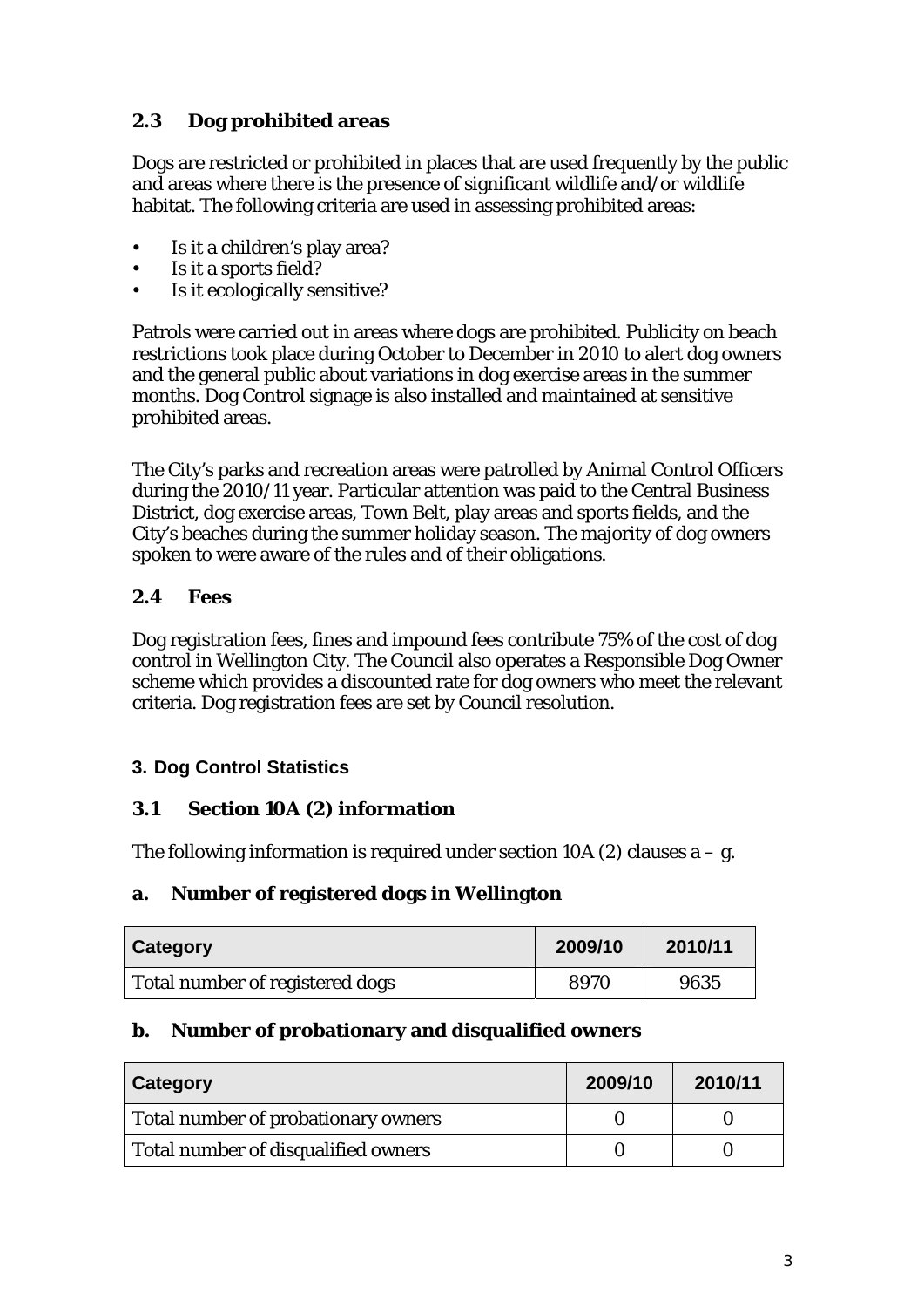### 2.3 Dog prohibited areas

Dogs are restricted or prohibited in places that are used frequently by the public and areas where there is the presence of significant wildlife and/or wildlife habitat. The following criteria are used in assessing prohibited areas:

- Is it a children's play area?
- Is it a sports field?
- Is it ecologically sensitive?

Patrols were carried out in areas where dogs are prohibited. Publicity on beach restrictions took place during October to December in 2010 to alert dog owners and the general public about variations in dog exercise areas in the summer months. Dog Control signage is also installed and maintained at sensitive prohibited areas.

The City's parks and recreation areas were patrolled by Animal Control Officers during the 2010/11 year. Particular attention was paid to the Central Business District, dog exercise areas, Town Belt, play areas and sports fields, and the City's beaches during the summer holiday season. The majority of dog owners spoken to were aware of the rules and of their obligations.

### 2.4 Fees

Dog registration fees, fines and impound fees contribute 75% of the cost of dog control in Wellington City. The Council also operates a Responsible Dog Owner scheme which provides a discounted rate for dog owners who meet the relevant criteria. Dog registration fees are set by Council resolution.

## 3. Dog Control Statistics

### 3.1 Section 10A (2) information

The following information is required under section 10A (2) clauses a – g.

#### a. Number of registered dogs in Wellington

| Category | 2009/10 | 2010/11 |
|---|---|---|
| Total number of registered dogs | 8970 | 9635 |

#### b. Number of probationary and disqualified owners

| Category | 2009/10 | 2010/11 |
|---|---|---|
| Total number of probationary owners | 0 | 0 |
| Total number of disqualified owners | 0 | 0 |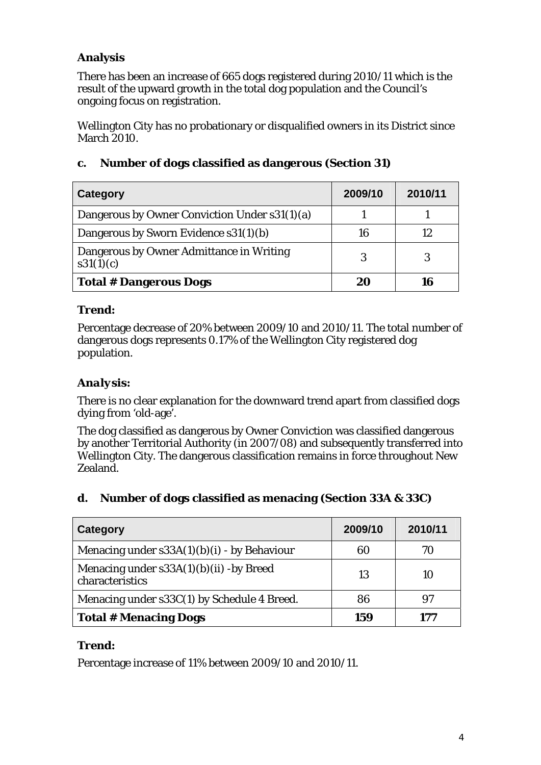### Analysis

There has been an increase of 665 dogs registered during 2010/11 which is the result of the upward growth in the total dog population and the Council's ongoing focus on registration.

Wellington City has no probationary or disqualified owners in its District since March 2010.

### c. Number of dogs classified as dangerous (Section 31)

| Category | 2009/10 | 2010/11 |
|---|---|---|
| Dangerous by Owner Conviction Under s31(1)(a) | 1 | 1 |
| Dangerous by Sworn Evidence s31(1)(b) | 16 | 12 |
| Dangerous by Owner Admittance in Writing s31(1)(c) | 3 | 3 |
| **Total # Dangerous Dogs** | **20** | **16** |

### Trend:

Percentage decrease of 20% between 2009/10 and 2010/11. The total number of dangerous dogs represents 0.17% of the Wellington City registered dog population.

### Analysis:

There is no clear explanation for the downward trend apart from classified dogs dying from 'old-age'.

The dog classified as dangerous by Owner Conviction was classified dangerous by another Territorial Authority (in 2007/08) and subsequently transferred into Wellington City. The dangerous classification remains in force throughout New Zealand.

### d. Number of dogs classified as menacing (Section 33A & 33C)

| Category | 2009/10 | 2010/11 |
|---|---|---|
| Menacing under s33A(1)(b)(i) - by Behaviour | 60 | 70 |
| Menacing under s33A(1)(b)(ii) -by Breed characteristics | 13 | 10 |
| Menacing under s33C(1) by Schedule 4 Breed. | 86 | 97 |
| **Total # Menacing Dogs** | **159** | **177** |

### Trend:

Percentage increase of 11% between 2009/10 and 2010/11.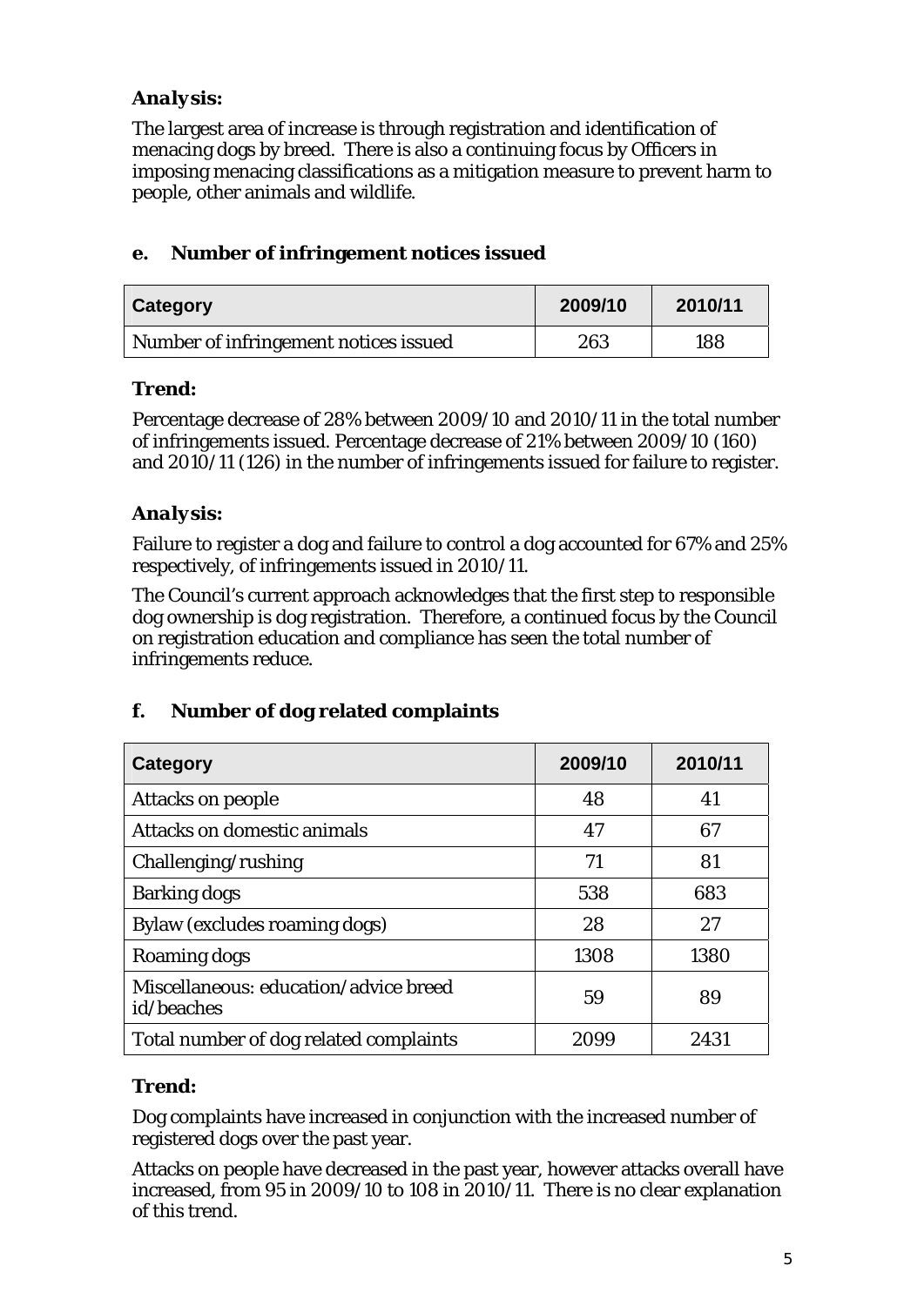***Analysis:***

The largest area of increase is through registration and identification of menacing dogs by breed. There is also a continuing focus by Officers in imposing menacing classifications as a mitigation measure to prevent harm to people, other animals and wildlife.

### e. Number of infringement notices issued

| Category | 2009/10 | 2010/11 |
|---|---|---|
| Number of infringement notices issued | 263 | 188 |

***Trend:***

Percentage decrease of 28% between 2009/10 and 2010/11 in the total number of infringements issued. Percentage decrease of 21% between 2009/10 (160) and 2010/11 (126) in the number of infringements issued for failure to register.

***Analysis:***

Failure to register a dog and failure to control a dog accounted for 67% and 25% respectively, of infringements issued in 2010/11.

The Council's current approach acknowledges that the first step to responsible dog ownership is dog registration. Therefore, a continued focus by the Council on registration education and compliance has seen the total number of infringements reduce.

### f. Number of dog related complaints

| Category | 2009/10 | 2010/11 |
|---|---|---|
| Attacks on people | 48 | 41 |
| Attacks on domestic animals | 47 | 67 |
| Challenging/rushing | 71 | 81 |
| Barking dogs | 538 | 683 |
| Bylaw (excludes roaming dogs) | 28 | 27 |
| Roaming dogs | 1308 | 1380 |
| Miscellaneous: education/advice breed id/beaches | 59 | 89 |
| Total number of dog related complaints | 2099 | 2431 |

***Trend:***

Dog complaints have increased in conjunction with the increased number of registered dogs over the past year.

Attacks on people have decreased in the past year, however attacks overall have increased, from 95 in 2009/10 to 108 in 2010/11. There is no clear explanation of this trend.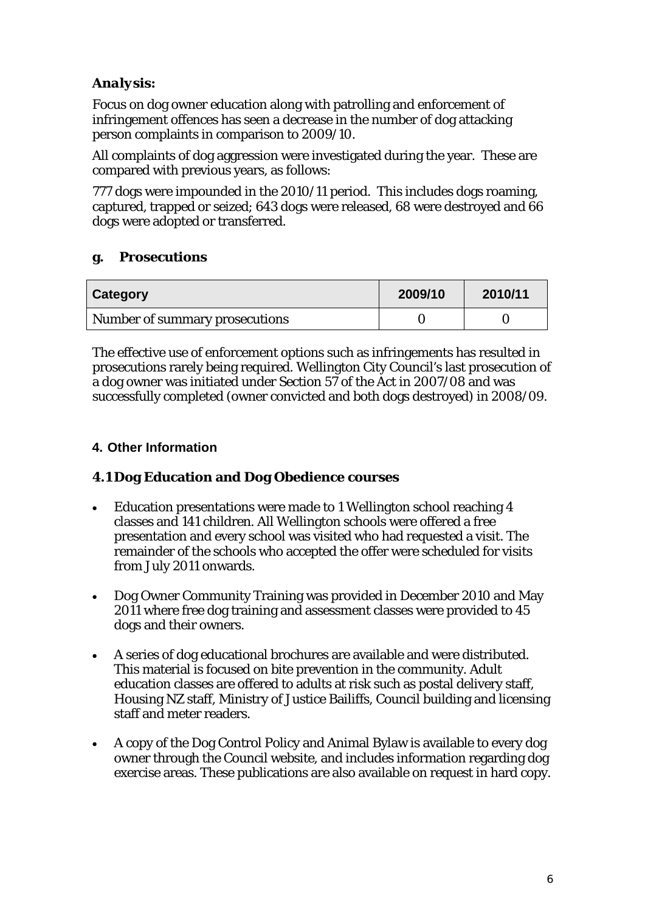***Analysis:***

Focus on dog owner education along with patrolling and enforcement of infringement offences has seen a decrease in the number of dog attacking person complaints in comparison to 2009/10.

All complaints of dog aggression were investigated during the year. These are compared with previous years, as follows:

777 dogs were impounded in the 2010/11 period. This includes dogs roaming, captured, trapped or seized; 643 dogs were released, 68 were destroyed and 66 dogs were adopted or transferred.

### g. Prosecutions

| Category | 2009/10 | 2010/11 |
|---|---|---|
| Number of summary prosecutions | 0 | 0 |

The effective use of enforcement options such as infringements has resulted in prosecutions rarely being required. Wellington City Council's last prosecution of a dog owner was initiated under Section 57 of the Act in 2007/08 and was successfully completed (owner convicted and both dogs destroyed) in 2008/09.

## 4. Other Information

### 4.1 Dog Education and Dog Obedience courses

- Education presentations were made to 1 Wellington school reaching 4 classes and 141 children. All Wellington schools were offered a free presentation and every school was visited who had requested a visit. The remainder of the schools who accepted the offer were scheduled for visits from July 2011 onwards.
- Dog Owner Community Training was provided in December 2010 and May 2011 where free dog training and assessment classes were provided to 45 dogs and their owners.
- A series of dog educational brochures are available and were distributed. This material is focused on bite prevention in the community. Adult education classes are offered to adults at risk such as postal delivery staff, Housing NZ staff, Ministry of Justice Bailiffs, Council building and licensing staff and meter readers.
- A copy of the Dog Control Policy and Animal Bylaw is available to every dog owner through the Council website, and includes information regarding dog exercise areas. These publications are also available on request in hard copy.